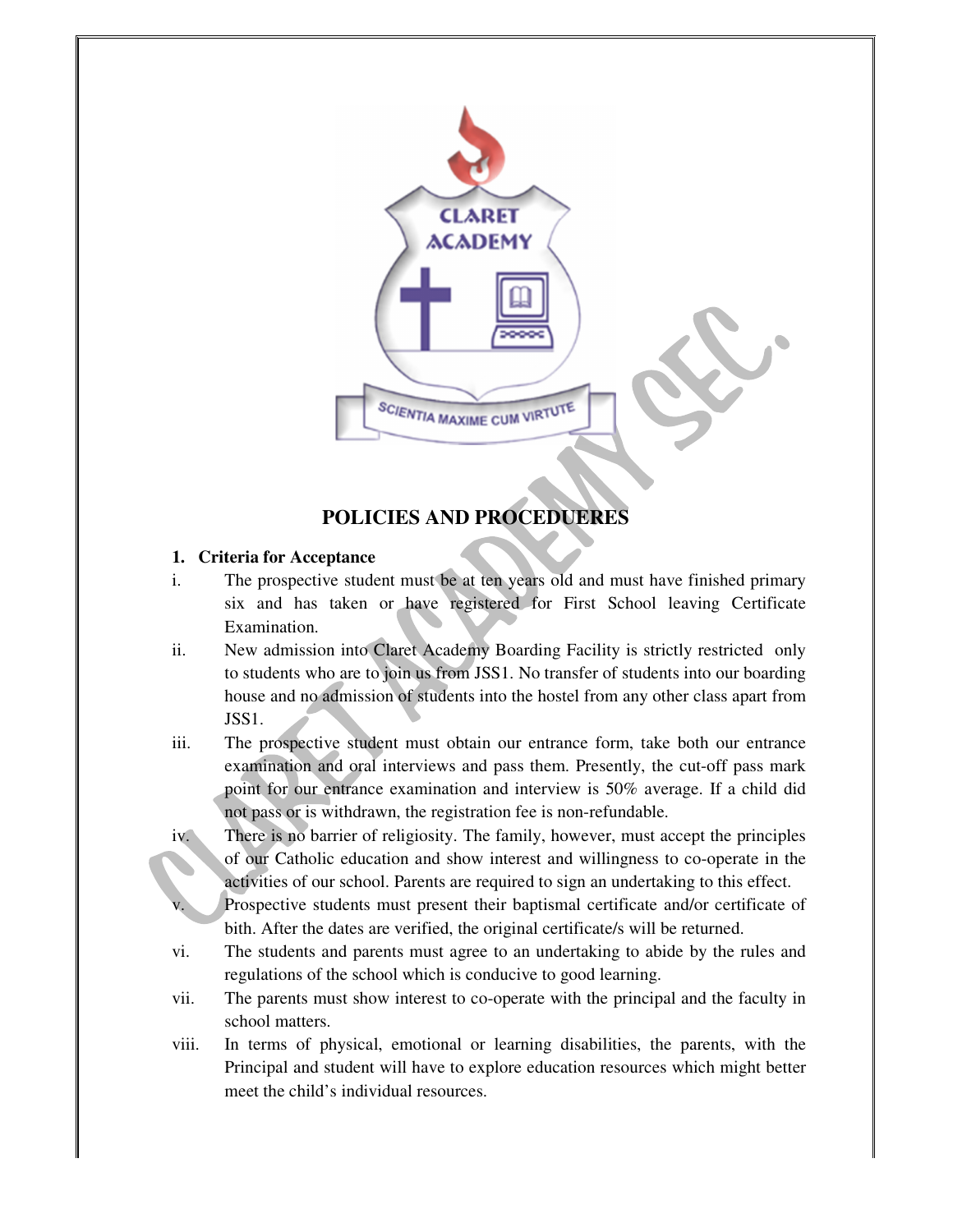CLARET ACADEMY

SCIENTIA MAXIME CUM VIRTUTE

## POLICIES AND PROCEDUERES

### 1. Criteria for Acceptance

i. The prospective student must be at ten years old and must have finished primary six and has taken or have registered for First School leaving Certificate Examination.

ii. New admission into Claret Academy Boarding Facility is strictly restricted only to students who are to join us from JSS1. No transfer of students into our boarding house and no admission of students into the hostel from any other class apart from JSS1.

iii. The prospective student must obtain our entrance form, take both our entrance examination and oral interviews and pass them. Presently, the cut-off pass mark point for our entrance examination and interview is 50% average. If a child did not pass or is withdrawn, the registration fee is non-refundable.

iv. There is no barrier of religiosity. The family, however, must accept the principles of our Catholic education and show interest and willingness to co-operate in the activities of our school. Parents are required to sign an undertaking to this effect.

v. Prospective students must present their baptismal certificate and/or certificate of bith. After the dates are verified, the original certificate/s will be returned.

vi. The students and parents must agree to an undertaking to abide by the rules and regulations of the school which is conducive to good learning.

vii. The parents must show interest to co-operate with the principal and the faculty in school matters.

viii. In terms of physical, emotional or learning disabilities, the parents, with the Principal and student will have to explore education resources which might better meet the child's individual resources.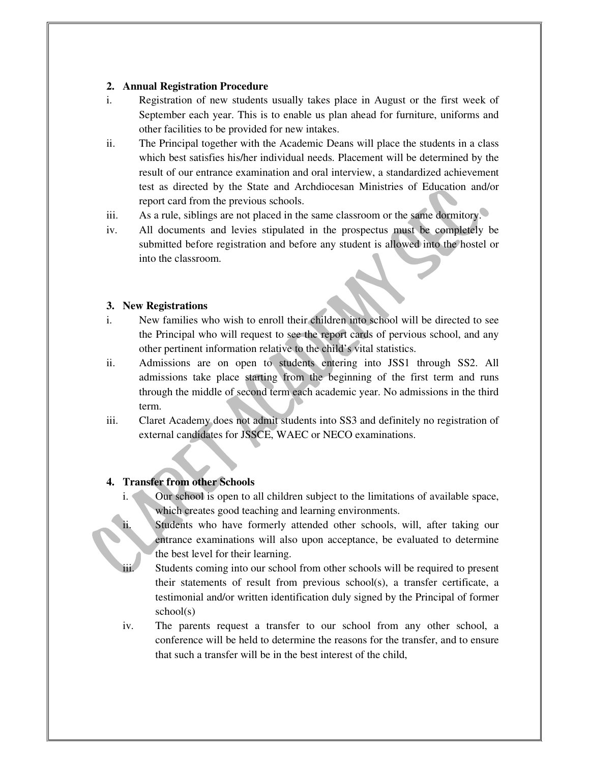## 2. Annual Registration Procedure

i. Registration of new students usually takes place in August or the first week of September each year. This is to enable us plan ahead for furniture, uniforms and other facilities to be provided for new intakes.

ii. The Principal together with the Academic Deans will place the students in a class which best satisfies his/her individual needs. Placement will be determined by the result of our entrance examination and oral interview, a standardized achievement test as directed by the State and Archdiocesan Ministries of Education and/or report card from the previous schools.

iii. As a rule, siblings are not placed in the same classroom or the same dormitory.

iv. All documents and levies stipulated in the prospectus must be completely be submitted before registration and before any student is allowed into the hostel or into the classroom.

## 3. New Registrations

i. New families who wish to enroll their children into school will be directed to see the Principal who will request to see the report cards of pervious school, and any other pertinent information relative to the child's vital statistics.

ii. Admissions are on open to students entering into JSS1 through SS2. All admissions take place starting from the beginning of the first term and runs through the middle of second term each academic year. No admissions in the third term.

iii. Claret Academy does not admit students into SS3 and definitely no registration of external candidates for JSSCE, WAEC or NECO examinations.

## 4. Transfer from other Schools

i. Our school is open to all children subject to the limitations of available space, which creates good teaching and learning environments.

ii. Students who have formerly attended other schools, will, after taking our entrance examinations will also upon acceptance, be evaluated to determine the best level for their learning.

iii. Students coming into our school from other schools will be required to present their statements of result from previous school(s), a transfer certificate, a testimonial and/or written identification duly signed by the Principal of former school(s)

iv. The parents request a transfer to our school from any other school, a conference will be held to determine the reasons for the transfer, and to ensure that such a transfer will be in the best interest of the child,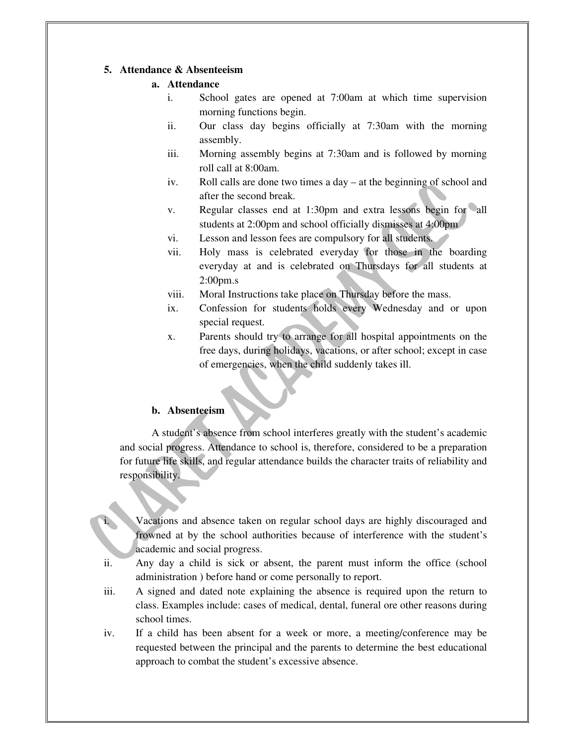## 5. Attendance & Absenteeism

### a. Attendance

i. School gates are opened at 7:00am at which time supervision morning functions begin.

ii. Our class day begins officially at 7:30am with the morning assembly.

iii. Morning assembly begins at 7:30am and is followed by morning roll call at 8:00am.

iv. Roll calls are done two times a day – at the beginning of school and after the second break.

v. Regular classes end at 1:30pm and extra lessons begin for all students at 2:00pm and school officially dismisses at 4:00pm

vi. Lesson and lesson fees are compulsory for all students.

vii. Holy mass is celebrated everyday for those in the boarding everyday at and is celebrated on Thursdays for all students at 2:00pm.s

viii. Moral Instructions take place on Thursday before the mass.

ix. Confession for students holds every Wednesday and or upon special request.

x. Parents should try to arrange for all hospital appointments on the free days, during holidays, vacations, or after school; except in case of emergencies, when the child suddenly takes ill.

### b. Absenteeism

A student's absence from school interferes greatly with the student's academic and social progress. Attendance to school is, therefore, considered to be a preparation for future life skills, and regular attendance builds the character traits of reliability and responsibility.

i. Vacations and absence taken on regular school days are highly discouraged and frowned at by the school authorities because of interference with the student's academic and social progress.

ii. Any day a child is sick or absent, the parent must inform the office (school administration ) before hand or come personally to report.

iii. A signed and dated note explaining the absence is required upon the return to class. Examples include: cases of medical, dental, funeral ore other reasons during school times.

iv. If a child has been absent for a week or more, a meeting/conference may be requested between the principal and the parents to determine the best educational approach to combat the student's excessive absence.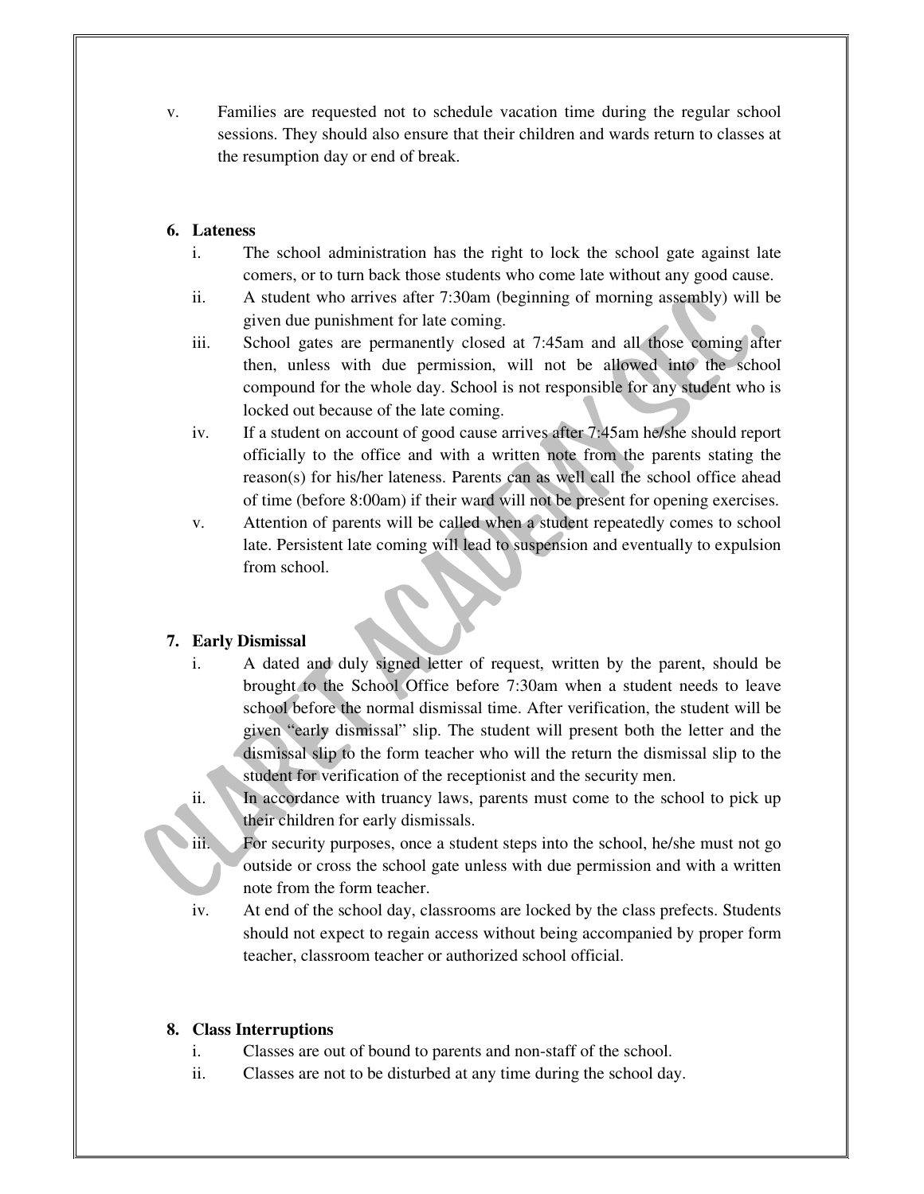v. Families are requested not to schedule vacation time during the regular school sessions. They should also ensure that their children and wards return to classes at the resumption day or end of break.

**6. Lateness**

i. The school administration has the right to lock the school gate against late comers, or to turn back those students who come late without any good cause.

ii. A student who arrives after 7:30am (beginning of morning assembly) will be given due punishment for late coming.

iii. School gates are permanently closed at 7:45am and all those coming after then, unless with due permission, will not be allowed into the school compound for the whole day. School is not responsible for any student who is locked out because of the late coming.

iv. If a student on account of good cause arrives after 7:45am he/she should report officially to the office and with a written note from the parents stating the reason(s) for his/her lateness. Parents can as well call the school office ahead of time (before 8:00am) if their ward will not be present for opening exercises.

v. Attention of parents will be called when a student repeatedly comes to school late. Persistent late coming will lead to suspension and eventually to expulsion from school.

**7. Early Dismissal**

i. A dated and duly signed letter of request, written by the parent, should be brought to the School Office before 7:30am when a student needs to leave school before the normal dismissal time. After verification, the student will be given "early dismissal" slip. The student will present both the letter and the dismissal slip to the form teacher who will the return the dismissal slip to the student for verification of the receptionist and the security men.

ii. In accordance with truancy laws, parents must come to the school to pick up their children for early dismissals.

iii. For security purposes, once a student steps into the school, he/she must not go outside or cross the school gate unless with due permission and with a written note from the form teacher.

iv. At end of the school day, classrooms are locked by the class prefects. Students should not expect to regain access without being accompanied by proper form teacher, classroom teacher or authorized school official.

**8. Class Interruptions**

i. Classes are out of bound to parents and non-staff of the school.

ii. Classes are not to be disturbed at any time during the school day.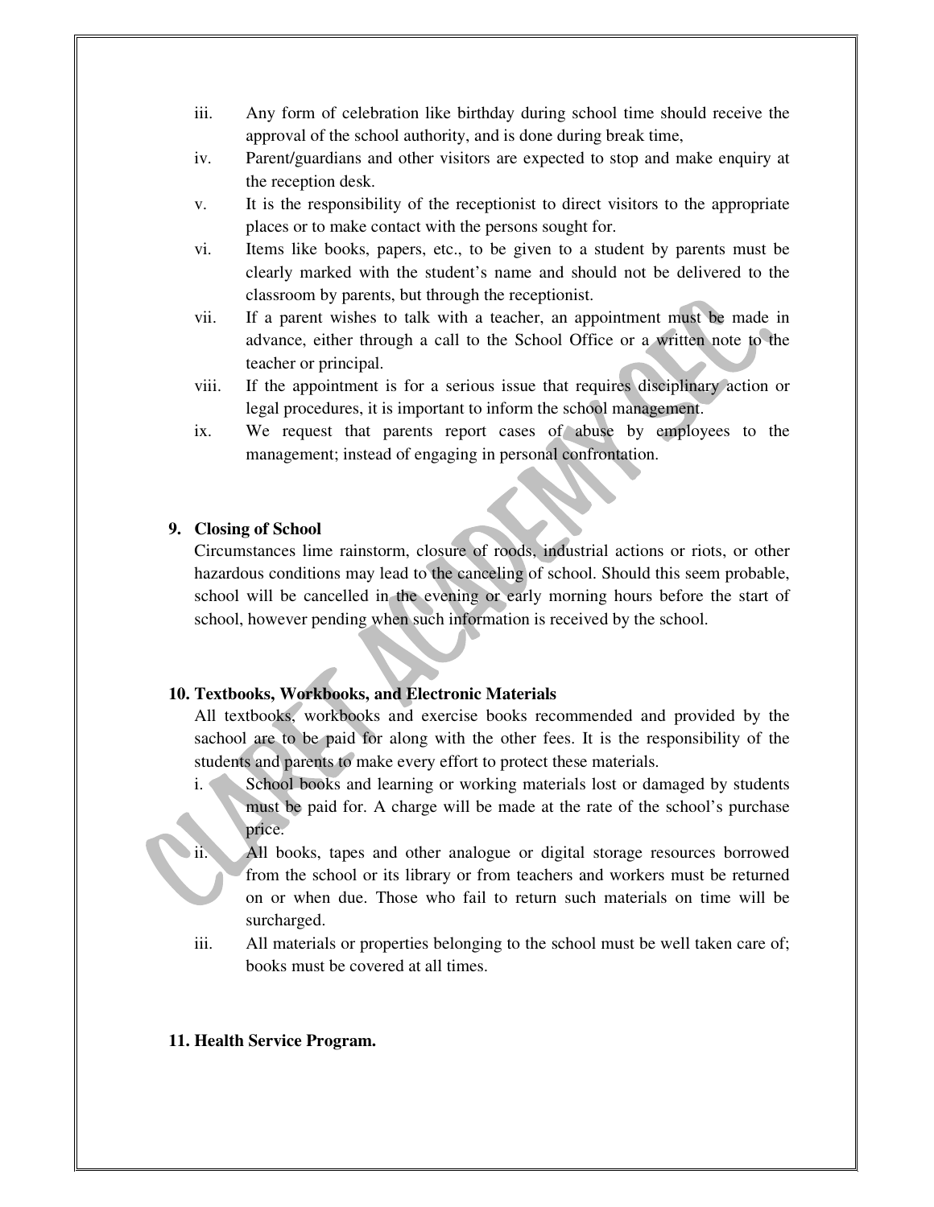iii. Any form of celebration like birthday during school time should receive the approval of the school authority, and is done during break time,

iv. Parent/guardians and other visitors are expected to stop and make enquiry at the reception desk.

v. It is the responsibility of the receptionist to direct visitors to the appropriate places or to make contact with the persons sought for.

vi. Items like books, papers, etc., to be given to a student by parents must be clearly marked with the student's name and should not be delivered to the classroom by parents, but through the receptionist.

vii. If a parent wishes to talk with a teacher, an appointment must be made in advance, either through a call to the School Office or a written note to the teacher or principal.

viii. If the appointment is for a serious issue that requires disciplinary action or legal procedures, it is important to inform the school management.

ix. We request that parents report cases of abuse by employees to the management; instead of engaging in personal confrontation.

## 9. Closing of School

Circumstances lime rainstorm, closure of roods, industrial actions or riots, or other hazardous conditions may lead to the canceling of school. Should this seem probable, school will be cancelled in the evening or early morning hours before the start of school, however pending when such information is received by the school.

## 10. Textbooks, Workbooks, and Electronic Materials

All textbooks, workbooks and exercise books recommended and provided by the sachool are to be paid for along with the other fees. It is the responsibility of the students and parents to make every effort to protect these materials.

i. School books and learning or working materials lost or damaged by students must be paid for. A charge will be made at the rate of the school's purchase price.

ii. All books, tapes and other analogue or digital storage resources borrowed from the school or its library or from teachers and workers must be returned on or when due. Those who fail to return such materials on time will be surcharged.

iii. All materials or properties belonging to the school must be well taken care of; books must be covered at all times.

## 11. Health Service Program.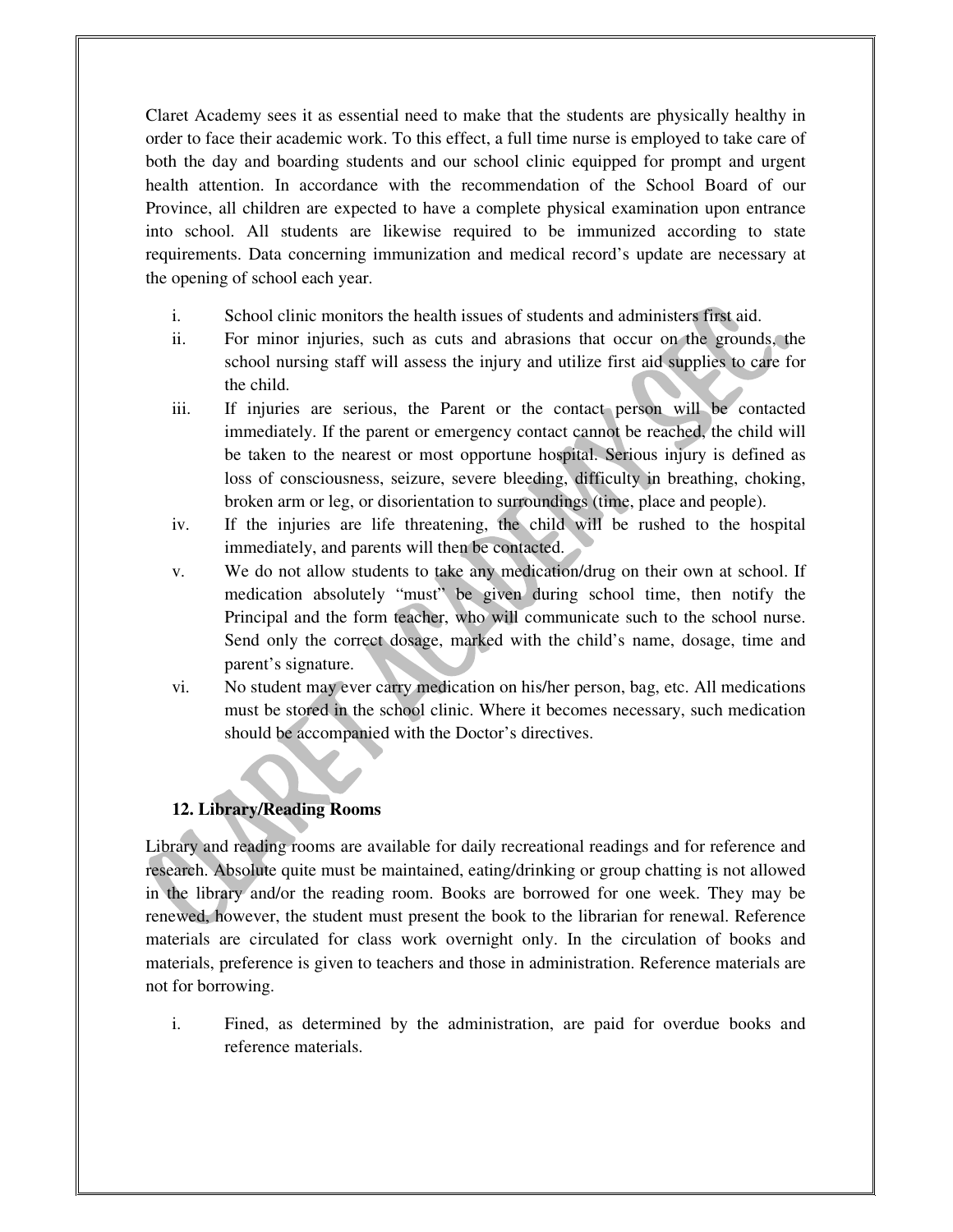Claret Academy sees it as essential need to make that the students are physically healthy in order to face their academic work. To this effect, a full time nurse is employed to take care of both the day and boarding students and our school clinic equipped for prompt and urgent health attention. In accordance with the recommendation of the School Board of our Province, all children are expected to have a complete physical examination upon entrance into school. All students are likewise required to be immunized according to state requirements. Data concerning immunization and medical record's update are necessary at the opening of school each year.

i. School clinic monitors the health issues of students and administers first aid.
ii. For minor injuries, such as cuts and abrasions that occur on the grounds, the school nursing staff will assess the injury and utilize first aid supplies to care for the child.
iii. If injuries are serious, the Parent or the contact person will be contacted immediately. If the parent or emergency contact cannot be reached, the child will be taken to the nearest or most opportune hospital. Serious injury is defined as loss of consciousness, seizure, severe bleeding, difficulty in breathing, choking, broken arm or leg, or disorientation to surroundings (time, place and people).
iv. If the injuries are life threatening, the child will be rushed to the hospital immediately, and parents will then be contacted.
v. We do not allow students to take any medication/drug on their own at school. If medication absolutely "must" be given during school time, then notify the Principal and the form teacher, who will communicate such to the school nurse. Send only the correct dosage, marked with the child's name, dosage, time and parent's signature.
vi. No student may ever carry medication on his/her person, bag, etc. All medications must be stored in the school clinic. Where it becomes necessary, such medication should be accompanied with the Doctor's directives.

**12. Library/Reading Rooms**

Library and reading rooms are available for daily recreational readings and for reference and research. Absolute quite must be maintained, eating/drinking or group chatting is not allowed in the library and/or the reading room. Books are borrowed for one week. They may be renewed, however, the student must present the book to the librarian for renewal. Reference materials are circulated for class work overnight only. In the circulation of books and materials, preference is given to teachers and those in administration. Reference materials are not for borrowing.

i. Fined, as determined by the administration, are paid for overdue books and reference materials.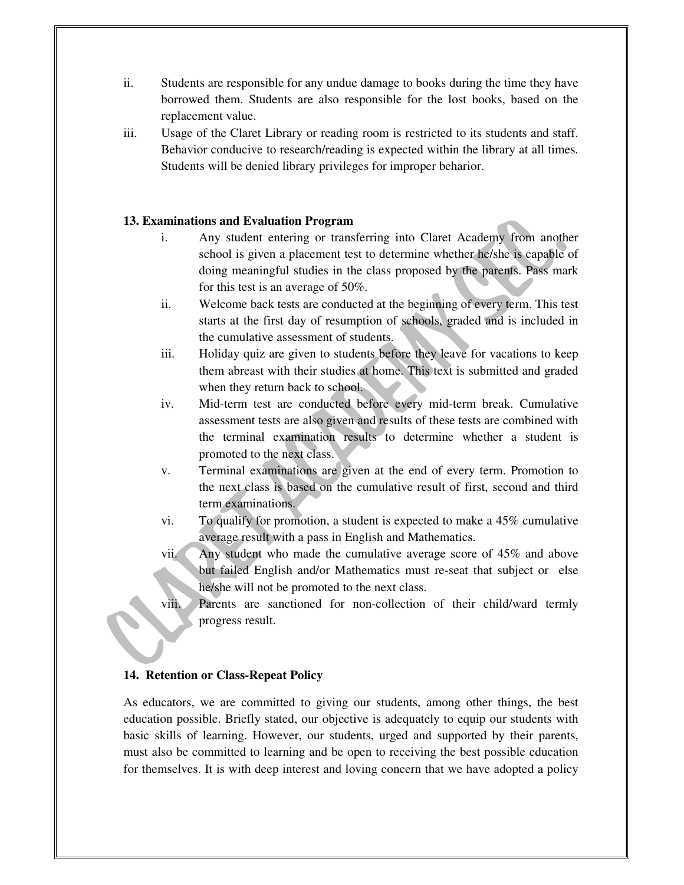ii. Students are responsible for any undue damage to books during the time they have borrowed them. Students are also responsible for the lost books, based on the replacement value.

iii. Usage of the Claret Library or reading room is restricted to its students and staff. Behavior conducive to research/reading is expected within the library at all times. Students will be denied library privileges for improper beharior.

**13. Examinations and Evaluation Program**

i. Any student entering or transferring into Claret Academy from another school is given a placement test to determine whether he/she is capable of doing meaningful studies in the class proposed by the parents. Pass mark for this test is an average of 50%.

ii. Welcome back tests are conducted at the beginning of every term. This test starts at the first day of resumption of schools, graded and is included in the cumulative assessment of students.

iii. Holiday quiz are given to students before they leave for vacations to keep them abreast with their studies at home. This text is submitted and graded when they return back to school.

iv. Mid-term test are conducted before every mid-term break. Cumulative assessment tests are also given and results of these tests are combined with the terminal examination results to determine whether a student is promoted to the next class.

v. Terminal examinations are given at the end of every term. Promotion to the next class is based on the cumulative result of first, second and third term examinations.

vi. To qualify for promotion, a student is expected to make a 45% cumulative average result with a pass in English and Mathematics.

vii. Any student who made the cumulative average score of 45% and above but failed English and/or Mathematics must re-seat that subject or else he/she will not be promoted to the next class.

viii. Parents are sanctioned for non-collection of their child/ward termly progress result.

**14. Retention or Class-Repeat Policy**

As educators, we are committed to giving our students, among other things, the best education possible. Briefly stated, our objective is adequately to equip our students with basic skills of learning. However, our students, urged and supported by their parents, must also be committed to learning and be open to receiving the best possible education for themselves. It is with deep interest and loving concern that we have adopted a policy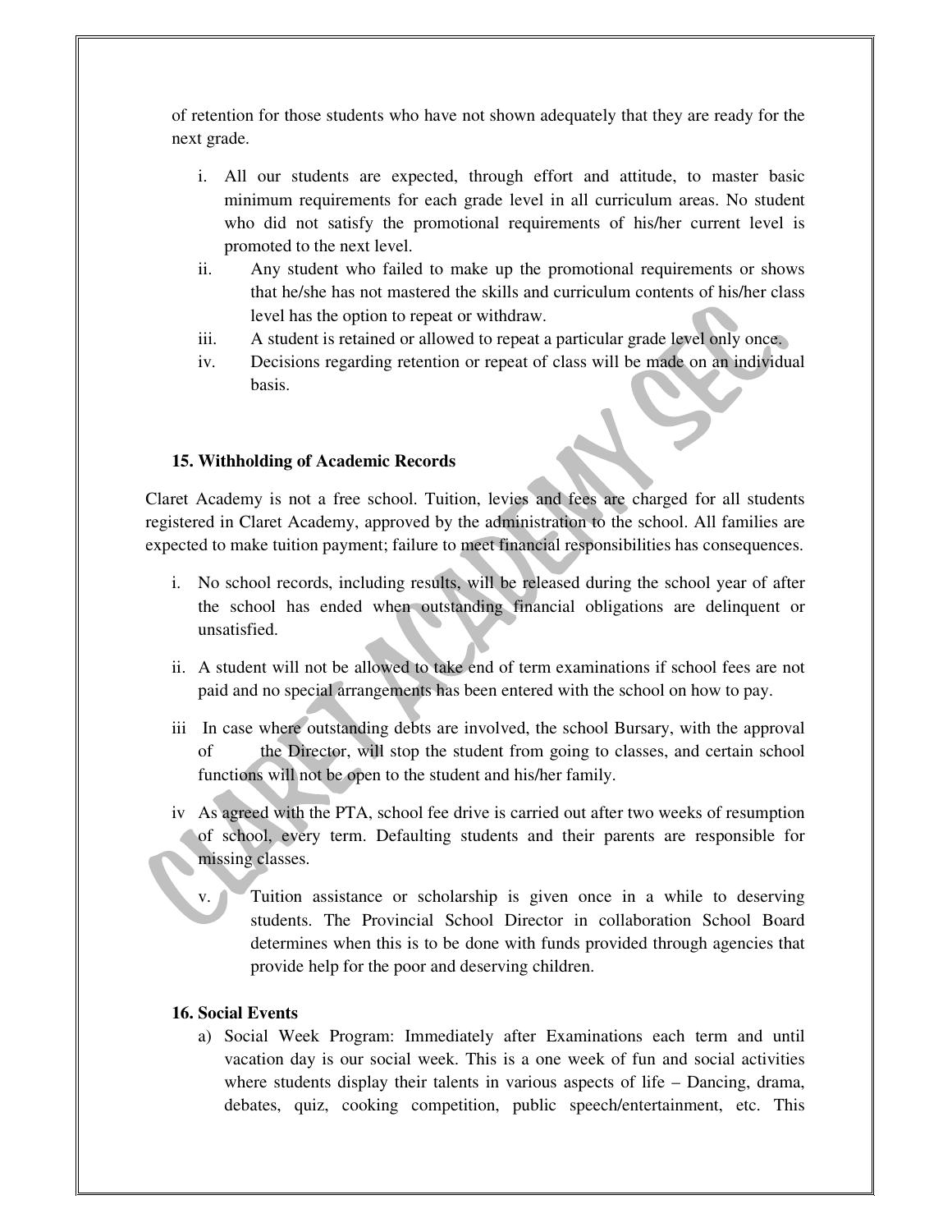of retention for those students who have not shown adequately that they are ready for the next grade.

i. All our students are expected, through effort and attitude, to master basic minimum requirements for each grade level in all curriculum areas. No student who did not satisfy the promotional requirements of his/her current level is promoted to the next level.
ii. Any student who failed to make up the promotional requirements or shows that he/she has not mastered the skills and curriculum contents of his/her class level has the option to repeat or withdraw.
iii. A student is retained or allowed to repeat a particular grade level only once.
iv. Decisions regarding retention or repeat of class will be made on an individual basis.

**15. Withholding of Academic Records**

Claret Academy is not a free school. Tuition, levies and fees are charged for all students registered in Claret Academy, approved by the administration to the school. All families are expected to make tuition payment; failure to meet financial responsibilities has consequences.

i. No school records, including results, will be released during the school year of after the school has ended when outstanding financial obligations are delinquent or unsatisfied.

ii. A student will not be allowed to take end of term examinations if school fees are not paid and no special arrangements has been entered with the school on how to pay.

iii In case where outstanding debts are involved, the school Bursary, with the approval of the Director, will stop the student from going to classes, and certain school functions will not be open to the student and his/her family.

iv As agreed with the PTA, school fee drive is carried out after two weeks of resumption of school, every term. Defaulting students and their parents are responsible for missing classes.

v. Tuition assistance or scholarship is given once in a while to deserving students. The Provincial School Director in collaboration School Board determines when this is to be done with funds provided through agencies that provide help for the poor and deserving children.

**16. Social Events**

a) Social Week Program: Immediately after Examinations each term and until vacation day is our social week. This is a one week of fun and social activities where students display their talents in various aspects of life – Dancing, drama, debates, quiz, cooking competition, public speech/entertainment, etc. This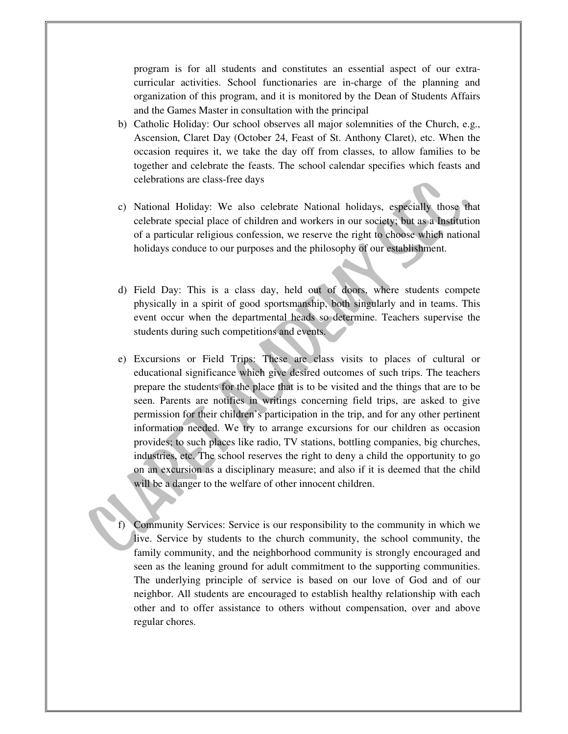program is for all students and constitutes an essential aspect of our extra-curricular activities. School functionaries are in-charge of the planning and organization of this program, and it is monitored by the Dean of Students Affairs and the Games Master in consultation with the principal

b) Catholic Holiday: Our school observes all major solemnities of the Church, e.g., Ascension, Claret Day (October 24, Feast of St. Anthony Claret), etc. When the occasion requires it, we take the day off from classes, to allow families to be together and celebrate the feasts. The school calendar specifies which feasts and celebrations are class-free days

c) National Holiday: We also celebrate National holidays, especially those that celebrate special place of children and workers in our society; but as a Institution of a particular religious confession, we reserve the right to choose which national holidays conduce to our purposes and the philosophy of our establishment.

d) Field Day: This is a class day, held out of doors, where students compete physically in a spirit of good sportsmanship, both singularly and in teams. This event occur when the departmental heads so determine. Teachers supervise the students during such competitions and events.

e) Excursions or Field Trips: These are class visits to places of cultural or educational significance which give desired outcomes of such trips. The teachers prepare the students for the place that is to be visited and the things that are to be seen. Parents are notifies in writings concerning field trips, are asked to give permission for their children's participation in the trip, and for any other pertinent information needed. We try to arrange excursions for our children as occasion provides; to such places like radio, TV stations, bottling companies, big churches, industries, etc. The school reserves the right to deny a child the opportunity to go on an excursion as a disciplinary measure; and also if it is deemed that the child will be a danger to the welfare of other innocent children.

f) Community Services: Service is our responsibility to the community in which we live. Service by students to the church community, the school community, the family community, and the neighborhood community is strongly encouraged and seen as the leaning ground for adult commitment to the supporting communities. The underlying principle of service is based on our love of God and of our neighbor. All students are encouraged to establish healthy relationship with each other and to offer assistance to others without compensation, over and above regular chores.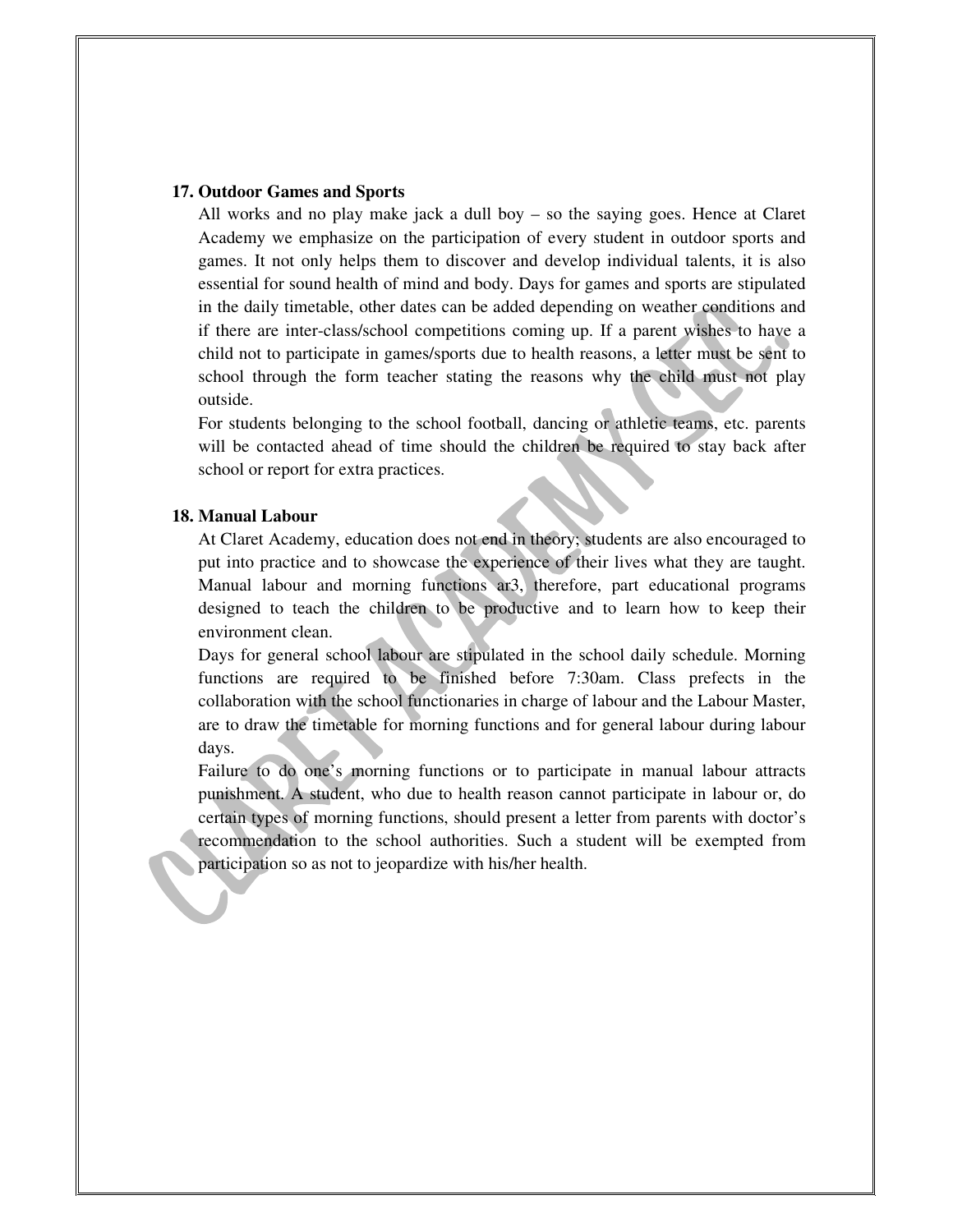## 17. Outdoor Games and Sports

All works and no play make jack a dull boy – so the saying goes. Hence at Claret Academy we emphasize on the participation of every student in outdoor sports and games. It not only helps them to discover and develop individual talents, it is also essential for sound health of mind and body. Days for games and sports are stipulated in the daily timetable, other dates can be added depending on weather conditions and if there are inter-class/school competitions coming up. If a parent wishes to have a child not to participate in games/sports due to health reasons, a letter must be sent to school through the form teacher stating the reasons why the child must not play outside.

For students belonging to the school football, dancing or athletic teams, etc. parents will be contacted ahead of time should the children be required to stay back after school or report for extra practices.

## 18. Manual Labour

At Claret Academy, education does not end in theory; students are also encouraged to put into practice and to showcase the experience of their lives what they are taught. Manual labour and morning functions ar3, therefore, part educational programs designed to teach the children to be productive and to learn how to keep their environment clean.

Days for general school labour are stipulated in the school daily schedule. Morning functions are required to be finished before 7:30am. Class prefects in the collaboration with the school functionaries in charge of labour and the Labour Master, are to draw the timetable for morning functions and for general labour during labour days.

Failure to do one's morning functions or to participate in manual labour attracts punishment. A student, who due to health reason cannot participate in labour or, do certain types of morning functions, should present a letter from parents with doctor's recommendation to the school authorities. Such a student will be exempted from participation so as not to jeopardize with his/her health.